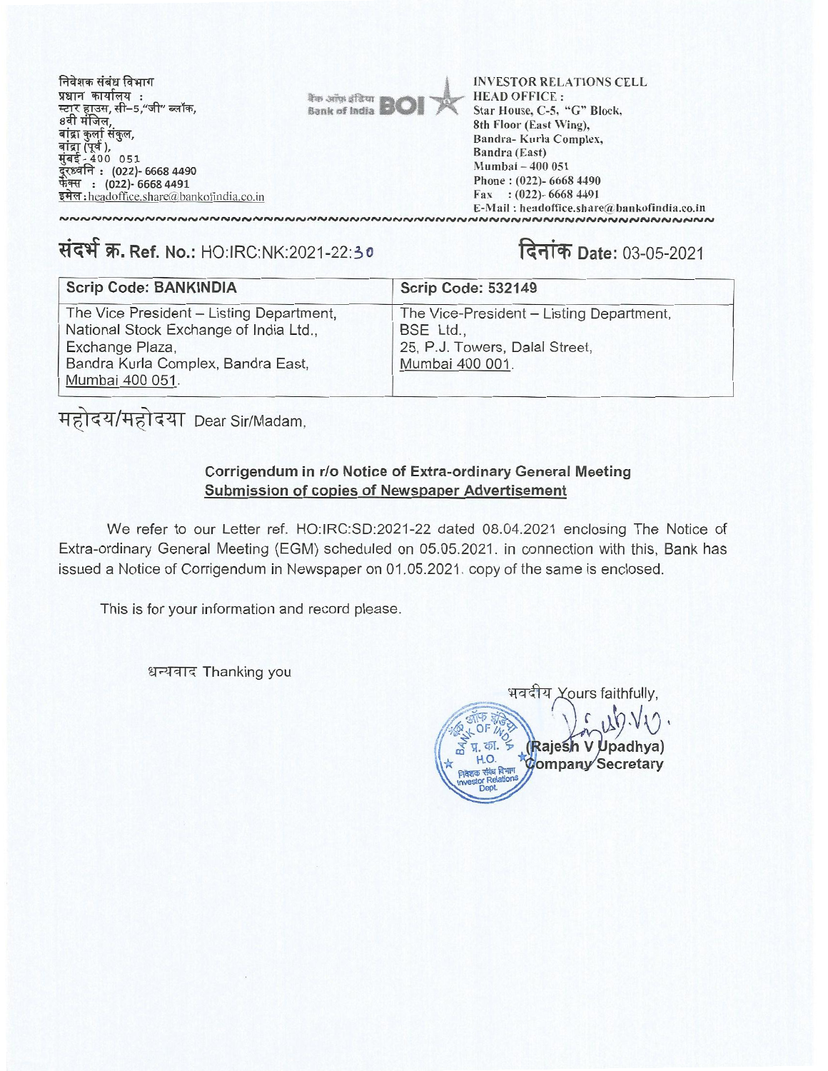निवेशक संबंध विभाग
प्रधान कार्यालय :
स्टार हाउस, सी–5,"जी" ब्लॉक,
8वी मंजिल,
बांद्रा कुर्ला संकुल,
बांद्रा (पूर्व ),
मुंबई - 400 051
दूरध्वनि : (022)- 6668 4490
फैक्स : (022)- 6668 4491
इमेल : headoffice.share@bankofindia.co.in

बैंक ऑफ इंडिया Bank of India BOI

INVESTOR RELATIONS CELL
HEAD OFFICE :
Star House, C-5, "G" Block,
8th Floor (East Wing),
Bandra- Kurla Complex,
Bandra (East)
Mumbai – 400 051
Phone : (022)- 6668 4490
Fax : (022)- 6668 4491
E-Mail : headoffice.share@bankofindia.co.in

**संदर्भ क्र. Ref. No.:** HO:IRC:NK:2021-22:30

**दिनांक Date:** 03-05-2021

| Scrip Code: BANKINDIA | Scrip Code: 532149 |
|---|---|
| The Vice President – Listing Department, National Stock Exchange of India Ltd., Exchange Plaza, Bandra Kurla Complex, Bandra East, Mumbai 400 051. | The Vice-President – Listing Department, BSE Ltd., 25, P.J. Towers, Dalal Street, Mumbai 400 001. |

महोदय/महोदया Dear Sir/Madam,

**Corrigendum in r/o Notice of Extra-ordinary General Meeting**
**Submission of copies of Newspaper Advertisement**

We refer to our Letter ref. HO:IRC:SD:2021-22 dated 08.04.2021 enclosing The Notice of Extra-ordinary General Meeting (EGM) scheduled on 05.05.2021. in connection with this, Bank has issued a Notice of Corrigendum in Newspaper on 01.05.2021, copy of the same is enclosed.

This is for your information and record please.

धन्यवाद Thanking you

भवदीय Yours faithfully,

(Rajesh V Upadhya)
Company Secretary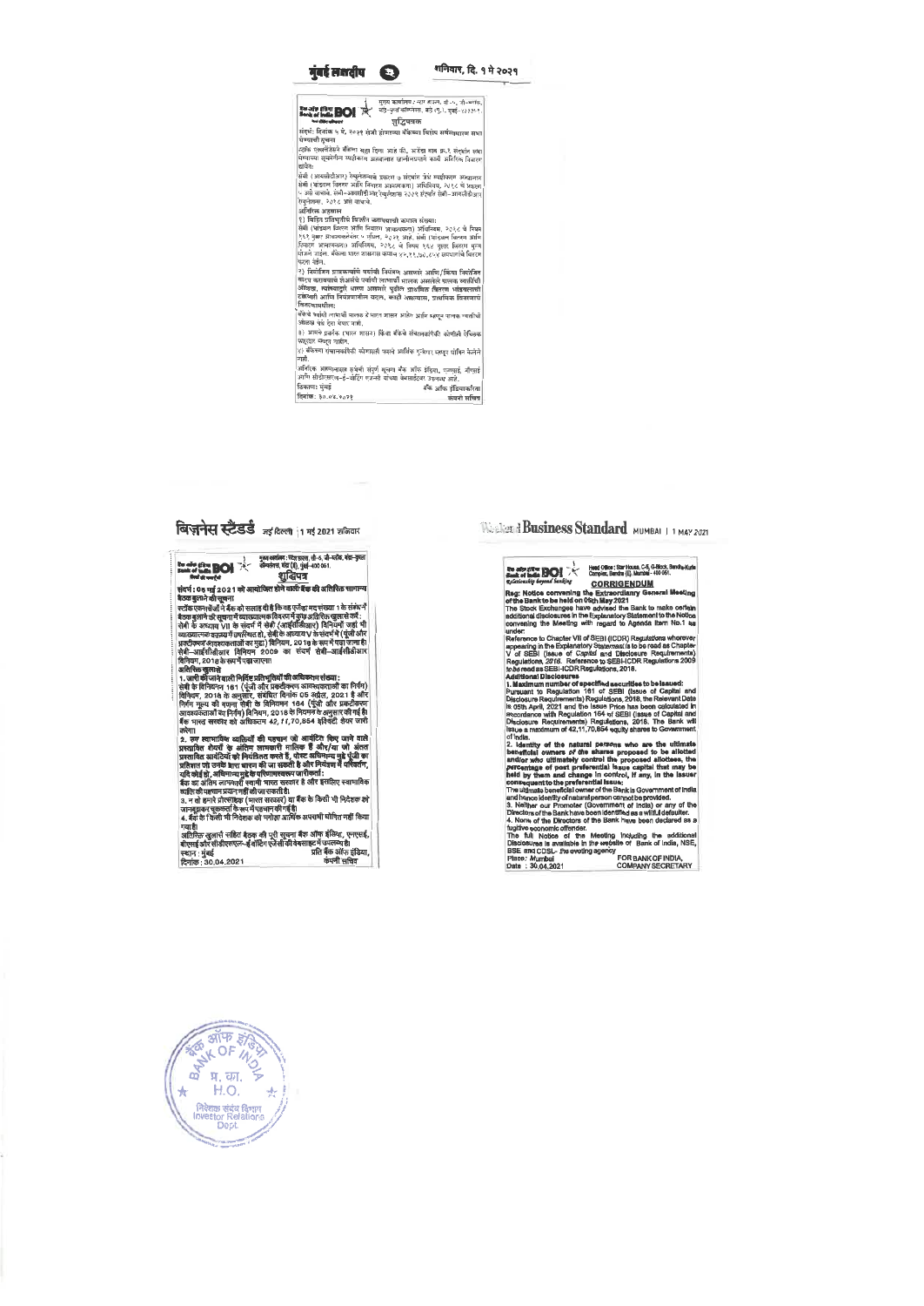**मुंबई लक्षदीप** — शनिवार, दि. १ मे २०२१

बँक ऑफ इंडिया Bank of India **BOI**

मुख्य कार्यालय: स्टार हाऊस, सी-५, जी-ब्लॉक, बांद्रे-कुर्ला कॉम्प्लेक्स, बांद्रे (पू.), मुंबई-४०००५१.

## शुद्धिपत्रक

संदर्भ: दिनांक ५ मे, २०२१ रोजी होणाऱ्या बँकेच्या विशेष सर्वसाधारण सभा घेण्याची सूचना

स्टॉक एक्सचेंजने बँकेला सल्ला दिला आहे की, अजेंडा बाब क्र.१ संदर्भात सभा घेण्याच्या सूचनेतील स्पष्टीकरण अहवालात खालीलप्रमाणे काही अतिरिक्त विधान द्यावेत:

सेबी (आयसीडीआर) रेग्युलेशन्सचे प्रकरण ७ संदर्भात जेथे स्पष्टीकरण अहवालात सेबी (भांडवल वितरण आणि निवारण आवश्यकता) अधिनियम, २०१८ चे प्रकरण ५ असे वाचावे. सेबी-आयसीडीआर रेग्युलेशन्स २००९ ऐवजी सेबी-आयसीडीआर रेग्युलेशन्स, २०१८ असे वाचावे.

अतिरिक्त अहवाल

१) वितरित प्रतिभूतींचे निश्चित कमाल संख्या: सेबी (भांडवल वितरण आणि निवारण आवश्यकता) अधिनियम, २०१८ चे नियम १६१ नुसार संबंधित तारीख ५ एप्रिल, २०२१ आहे. सेबी (भांडवल वितरण आणि निवारण आवश्यकता) अधिनियम, २०१८ चे नियम १६४ नुसार वितरण मूल्य मोजले आहे. बँकेला भारत सरकारला कमाल ४२,११,७०,८५४ समभागांचे वितरण करता येईल.

२) नियोजित प्राप्तकर्त्यांचे पर्यायी नियंत्रण असणारे आणि/किंवा नियोजित वाटप करावयाचे शेअर्सचे पर्यायी लाभार्थी मालक असलेले मालक व्यक्तींची ओळख, त्यांच्याकडून धारण असणारे भांडवलाची टक्केवारी आणि नियंत्रणातील बदल, काही असल्यास, प्राधान्य वितरणाचे परिणामस्वरूप:

बँकेचे पर्यायी लाभार्थी मालक हे भारत सरकार आहेत आणि म्हणून मालक व्यक्तीची ओळख देता येणार नाही.

३) आमचे प्रवर्तक (भारत सरकार) किंवा बँकेचे संचालकांपैकी कोणीही ऐच्छिक कसूरदार म्हणून आढळले नाहीत.

४) बँकेच्या संचालकांपैकी कोणाही फरारी आर्थिक गुन्हेगार म्हणून घोषित केलेले नाही.

अतिरिक्त अहवालासह सभेची संपूर्ण सूचना बँक ऑफ इंडिया, एनएसई, बीएसई आणि सीडीएसएल-ई-व्होटिंग एजन्सी यांच्या वेबसाईटवर उपलब्ध आहे.

ठिकाण: मुंबई — बँक ऑफ इंडियाकरिता
दिनांक: ३०.०४.२०२१ — कंपनी सचिव

---

**बिज़नेस स्टैंडर्ड** नई दिल्ली | 1 मई 2021 शनिवार

बैंक ऑफ इंडिया Bank of India **BOI** — रिश्तों की जमापूंजी

मुख्य कार्यालय: स्टार हाउस, सी-5, जी-ब्लॉक, बांद्रा-कुर्ला कॉम्प्लेक्स, बांद्रा (पू), मुंबई-400 051.

## शुद्धिपत्र

संदर्भ: 05 मई 2021 को आयोजित होने वाली बैंक की असाधारण सामान्य बैठक बुलाने की सूचना

स्टॉक एक्सचेंजों ने बैंक को सलाह दी है कि वह एजेंडा मद संख्या 1 के संबंध में बैठक बुलाने की सूचना में व्याख्यात्मक विवरण में कुछ अतिरिक्त खुलासे करें:

सेबी के अध्याय VII के संदर्भ में सेबी (आईसीडीआर) विनियमों जहां भी व्याख्यात्मक वक्तव्य में उपस्थित हो, सेबी के अध्याय V के संदर्भ में (पूंजी और प्रकटीकरण आवश्यकताओं का मुद्दा) विनियम, 2018 के रूप में पढ़ा जाना है। सेबी-आईसीडीआर विनियम 2009 का संदर्भ सेबी-आईसीडीआर विनियम, 2018 के रूप में पढ़ा जाएगा।

अतिरिक्त खुलासे

1. जारी की जाने वाली निर्दिष्ट प्रतिभूतियों की अधिकतम संख्या:
सेबी के विनियमन 161 (पूंजी और प्रकटीकरण आवश्यकताओं का निर्गम) विनियम, 2018 के अनुसार, संबंधित दिनांक 05 अप्रैल, 2021 है और निर्गम मूल्य की गणना सेबी के विनियमन 164 (पूंजी और प्रकटीकरण आवश्यकताओं का निर्गम) विनियम, 2018 के नियमन के अनुसार की गई है। बैंक भारत सरकार को अधिकतम 42,11,70,854 इक्विटी शेयर जारी करेगा।

2. उन स्वाभाविक व्यक्तियों की पहचान जो आवंटित किए जाने वाले प्रस्तावित शेयरों के अंतिम लाभकारी मालिक हैं और/या जो अंततः प्रस्तावित आवंटितियों को नियंत्रित करते हैं, पोस्ट अधिमान्य मुद्दे पूंजी का प्रतिशत जो उनके द्वारा धारण की जा सकती है और नियंत्रण में परिवर्तन, यदि कोई हो, अधिमान्य मुद्दे के परिणामस्वरूप जारीकर्ता:
बैंक का अंतिम लाभकारी स्वामी भारत सरकार है और इसलिए स्वाभाविक व्यक्ति की पहचान प्रदान नहीं की जा सकती है।

3. न तो हमारे प्रोमोटर (भारत सरकार) या बैंक के किसी भी निदेशक को जानबूझकर चूककर्ता के रूप में पहचान की गई है।

4. बैंक के किसी भी निदेशक को भगोड़ा आर्थिक अपराधी घोषित नहीं किया गया है।

अतिरिक्त खुलासों सहित बैठक की पूरी सूचना बैंक ऑफ इंडिया, एनएसई, बीएसई और सीडीएसएल-ई वोटिंग एजेंसी की वेबसाइट में उपलब्ध है।

स्थान: मुंबई — प्रति बैंक ऑफ इंडिया,
दिनांक: 30.04.2021 — कंपनी सचिव

---

**Business Standard** MUMBAI | 1 MAY 2021

Bank of India **BOI** — Relationship beyond banking

Head Office: Star House, C-5, G-Block, Bandra-Kurla Complex, Bandra (E), Mumbai - 400 051.

## CORRIGENDUM

**Reg: Notice convening the Extraordinary General Meeting of the Bank to be held on 05th May 2021**

The Stock Exchanges have advised the Bank to make certain additional disclosures in the Explanatory Statement to the Notice convening the Meeting with regard to Agenda Item No.1 as under:

Reference to Chapter VII of SEBI (ICDR) Regulations wherever appearing in the Explanatory Statement is to be read as Chapter V of SEBI (Issue of Capital and Disclosure Requirements) Regulations, 2018. Reference to SEBI-ICDR Regulations 2009 to be read as SEBI-ICDR Regulations, 2018.

**Additional Disclosures**

1. **Maximum number of specified securities to be issued:** Pursuant to Regulation 161 of SEBI (Issue of Capital and Disclosure Requirements) Regulations, 2018, the Relevant Date is 05th April, 2021 and the Issue Price has been calculated in accordance with Regulation 164 of SEBI (Issue of Capital and Disclosure Requirements) Regulations, 2018. The Bank will issue a maximum of 42,11,70,854 equity shares to Government of India.

2. **Identity of the natural persons who are the ultimate beneficial owners of the shares proposed to be allotted and/or who ultimately control the proposed allottees, the percentage of post preferential issue capital that may be held by them and change in control, if any, in the issuer consequent to the preferential issue:**
The ultimate beneficial owner of the Bank is Government of India and hence identity of natural person cannot be provided.

3. Neither our Promoter (Government of India) or any of the Directors of the Bank have been identified as a willful defaulter.

4. None of the Directors of the Bank have been declared as a fugitive economic offender.

The full Notice of the Meeting including the additional Disclosures is available in the website of Bank of India, NSE, BSE and CDSL- the evoting agency

Place: Mumbai — FOR BANK OF INDIA,
Date : 30.04.2021 — COMPANY SECRETARY

---

बैंक ऑफ इंडिया BANK OF INDIA
प्र. का. H.O.
निवेशक संबंध विभाग Investor Relations Dept.